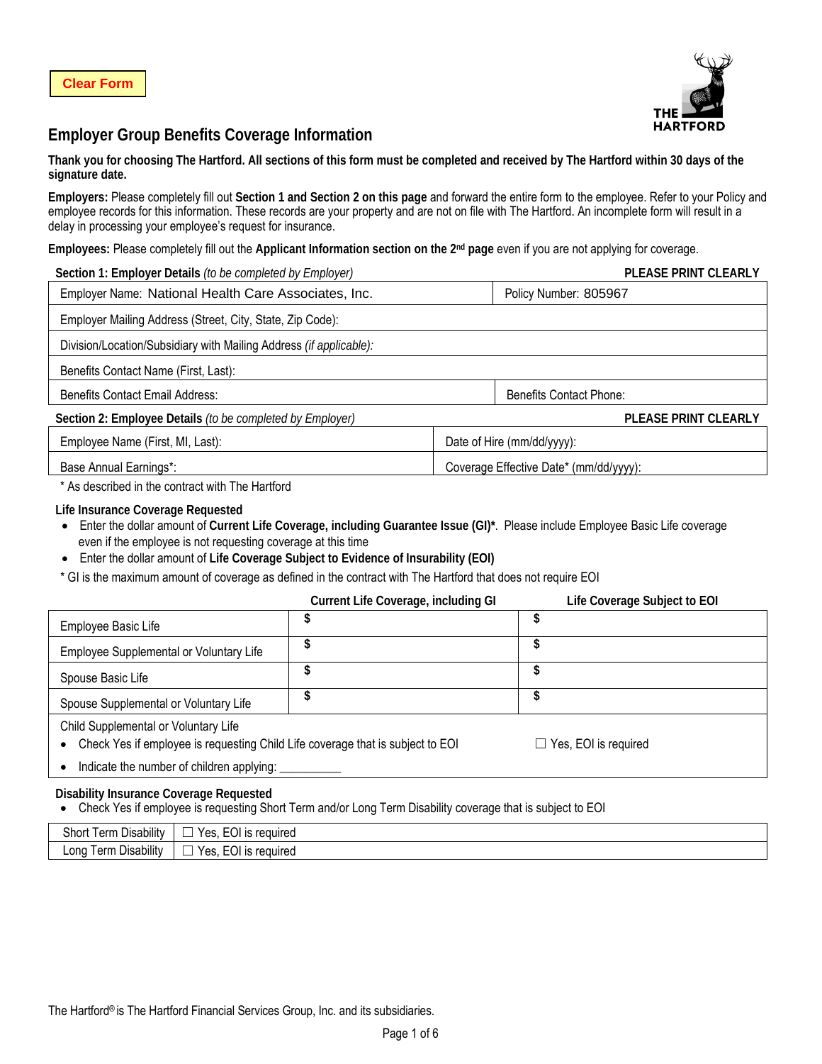Clear Form

THE HARTFORD

# Employer Group Benefits Coverage Information

**Thank you for choosing The Hartford. All sections of this form must be completed and received by The Hartford within 30 days of the signature date.**

**Employers:** Please completely fill out **Section 1 and Section 2 on this page** and forward the entire form to the employee. Refer to your Policy and employee records for this information. These records are your property and are not on file with The Hartford. An incomplete form will result in a delay in processing your employee's request for insurance.

**Employees:** Please completely fill out the **Applicant Information section on the 2nd page** even if you are not applying for coverage.

**Section 1: Employer Details** *(to be completed by Employer)* **PLEASE PRINT CLEARLY**

| | |
|---|---|
| Employer Name: National Health Care Associates, Inc. | Policy Number: 805967 |
| Employer Mailing Address (Street, City, State, Zip Code): | |
| Division/Location/Subsidiary with Mailing Address *(if applicable)*: | |
| Benefits Contact Name (First, Last): | |
| Benefits Contact Email Address: | Benefits Contact Phone: |

**Section 2: Employee Details** *(to be completed by Employer)* **PLEASE PRINT CLEARLY**

| | |
|---|---|
| Employee Name (First, MI, Last): | Date of Hire (mm/dd/yyyy): |
| Base Annual Earnings*: | Coverage Effective Date* (mm/dd/yyyy): |

\* As described in the contract with The Hartford

**Life Insurance Coverage Requested**

- Enter the dollar amount of **Current Life Coverage, including Guarantee Issue (GI)***. Please include Employee Basic Life coverage even if the employee is not requesting coverage at this time
- Enter the dollar amount of **Life Coverage Subject to Evidence of Insurability (EOI)**

\* GI is the maximum amount of coverage as defined in the contract with The Hartford that does not require EOI

| | **Current Life Coverage, including GI** | **Life Coverage Subject to EOI** |
|---|---|---|
| Employee Basic Life | $ | $ |
| Employee Supplemental or Voluntary Life | $ | $ |
| Spouse Basic Life | $ | $ |
| Spouse Supplemental or Voluntary Life | $ | $ |

Child Supplemental or Voluntary Life

- Check Yes if employee is requesting Child Life coverage that is subject to EOI ☐ Yes, EOI is required
- Indicate the number of children applying: __________

**Disability Insurance Coverage Requested**

- Check Yes if employee is requesting Short Term and/or Long Term Disability coverage that is subject to EOI

| | |
|---|---|
| Short Term Disability | ☐ Yes, EOI is required |
| Long Term Disability | ☐ Yes, EOI is required |

The Hartford® is The Hartford Financial Services Group, Inc. and its subsidiaries.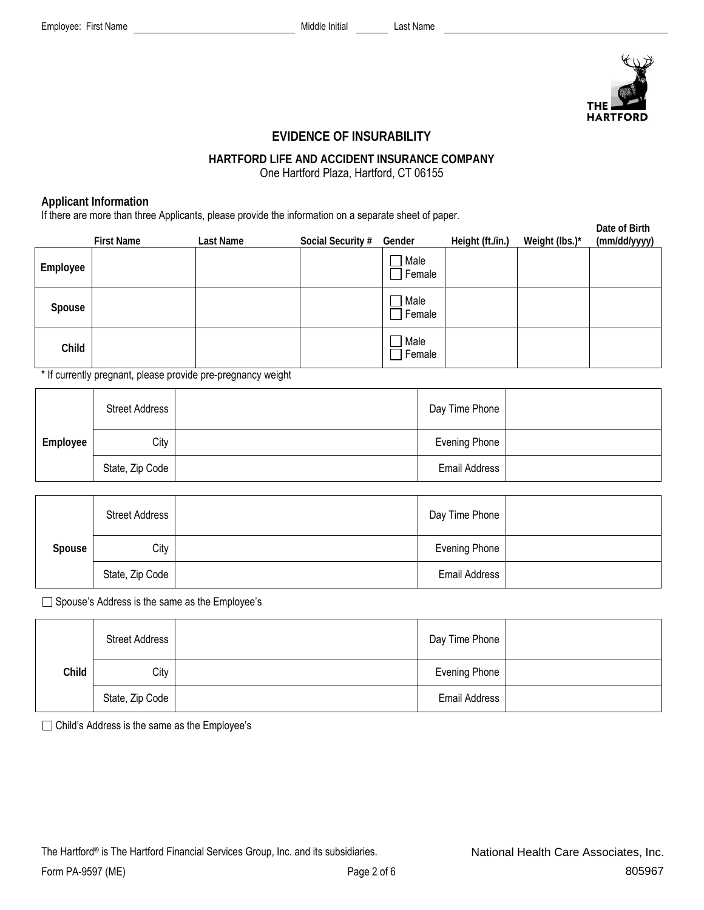Employee: First Name ______________________ Middle Initial ______ Last Name ______________________

# EVIDENCE OF INSURABILITY

## HARTFORD LIFE AND ACCIDENT INSURANCE COMPANY

One Hartford Plaza, Hartford, CT 06155

### Applicant Information

If there are more than three Applicants, please provide the information on a separate sheet of paper.

| | First Name | Last Name | Social Security # | Gender | Height (ft./in.) | Weight (lbs.)* | Date of Birth (mm/dd/yyyy) |
|---|---|---|---|---|---|---|---|
| **Employee** | | | | ☐ Male ☐ Female | | | |
| **Spouse** | | | | ☐ Male ☐ Female | | | |
| **Child** | | | | ☐ Male ☐ Female | | | |

\* If currently pregnant, please provide pre-pregnancy weight

| | | | | |
|---|---|---|---|---|
| **Employee** | Street Address | | Day Time Phone | |
| | City | | Evening Phone | |
| | State, Zip Code | | Email Address | |

| | | | | |
|---|---|---|---|---|
| **Spouse** | Street Address | | Day Time Phone | |
| | City | | Evening Phone | |
| | State, Zip Code | | Email Address | |

☐ Spouse's Address is the same as the Employee's

| | | | | |
|---|---|---|---|---|
| **Child** | Street Address | | Day Time Phone | |
| | City | | Evening Phone | |
| | State, Zip Code | | Email Address | |

☐ Child's Address is the same as the Employee's

The Hartford® is The Hartford Financial Services Group, Inc. and its subsidiaries.

National Health Care Associates, Inc.

Form PA-9597 (ME)

805967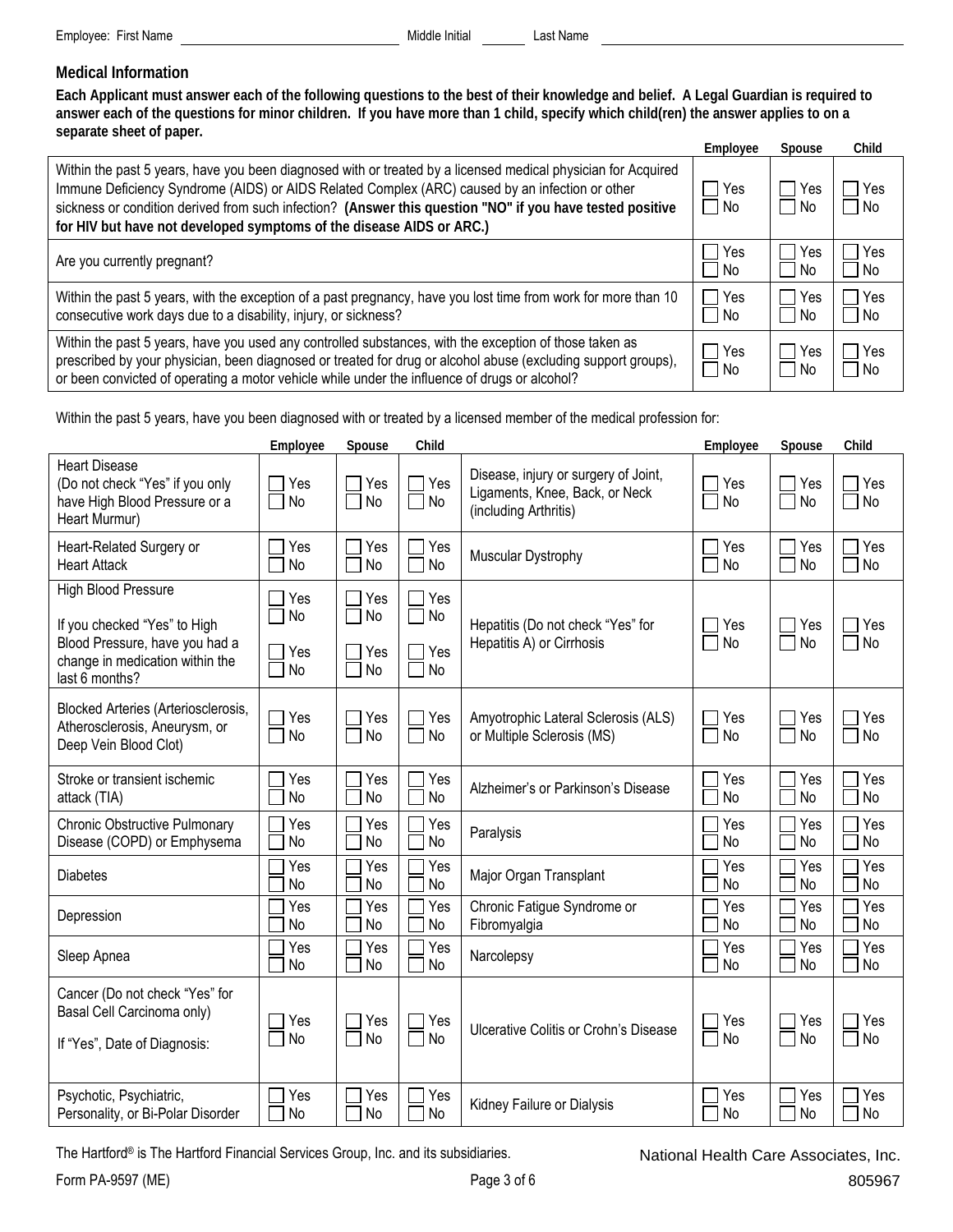Employee: First Name ______________________ Middle Initial ______ Last Name ______________________

## Medical Information

**Each Applicant must answer each of the following questions to the best of their knowledge and belief. A Legal Guardian is required to answer each of the questions for minor children. If you have more than 1 child, specify which child(ren) the answer applies to on a separate sheet of paper.**

| | Employee | Spouse | Child |
|---|---|---|---|
| Within the past 5 years, have you been diagnosed with or treated by a licensed medical physician for Acquired Immune Deficiency Syndrome (AIDS) or AIDS Related Complex (ARC) caused by an infection or other sickness or condition derived from such infection? **(Answer this question "NO" if you have tested positive for HIV but have not developed symptoms of the disease AIDS or ARC.)** | ☐ Yes ☐ No | ☐ Yes ☐ No | ☐ Yes ☐ No |
| Are you currently pregnant? | ☐ Yes ☐ No | ☐ Yes ☐ No | ☐ Yes ☐ No |
| Within the past 5 years, with the exception of a past pregnancy, have you lost time from work for more than 10 consecutive work days due to a disability, injury, or sickness? | ☐ Yes ☐ No | ☐ Yes ☐ No | ☐ Yes ☐ No |
| Within the past 5 years, have you used any controlled substances, with the exception of those taken as prescribed by your physician, been diagnosed or treated for drug or alcohol abuse (excluding support groups), or been convicted of operating a motor vehicle while under the influence of drugs or alcohol? | ☐ Yes ☐ No | ☐ Yes ☐ No | ☐ Yes ☐ No |

Within the past 5 years, have you been diagnosed with or treated by a licensed member of the medical profession for:

| | Employee | Spouse | Child | | Employee | Spouse | Child |
|---|---|---|---|---|---|---|---|
| Heart Disease (Do not check "Yes" if you only have High Blood Pressure or a Heart Murmur) | ☐ Yes ☐ No | ☐ Yes ☐ No | ☐ Yes ☐ No | Disease, injury or surgery of Joint, Ligaments, Knee, Back, or Neck (including Arthritis) | ☐ Yes ☐ No | ☐ Yes ☐ No | ☐ Yes ☐ No |
| Heart-Related Surgery or Heart Attack | ☐ Yes ☐ No | ☐ Yes ☐ No | ☐ Yes ☐ No | Muscular Dystrophy | ☐ Yes ☐ No | ☐ Yes ☐ No | ☐ Yes ☐ No |
| High Blood Pressure | ☐ Yes ☐ No | ☐ Yes ☐ No | ☐ Yes ☐ No | Hepatitis (Do not check "Yes" for Hepatitis A) or Cirrhosis | ☐ Yes ☐ No | ☐ Yes ☐ No | ☐ Yes ☐ No |
| If you checked "Yes" to High Blood Pressure, have you had a change in medication within the last 6 months? | ☐ Yes ☐ No | ☐ Yes ☐ No | ☐ Yes ☐ No | | | | |
| Blocked Arteries (Arteriosclerosis, Atherosclerosis, Aneurysm, or Deep Vein Blood Clot) | ☐ Yes ☐ No | ☐ Yes ☐ No | ☐ Yes ☐ No | Amyotrophic Lateral Sclerosis (ALS) or Multiple Sclerosis (MS) | ☐ Yes ☐ No | ☐ Yes ☐ No | ☐ Yes ☐ No |
| Stroke or transient ischemic attack (TIA) | ☐ Yes ☐ No | ☐ Yes ☐ No | ☐ Yes ☐ No | Alzheimer's or Parkinson's Disease | ☐ Yes ☐ No | ☐ Yes ☐ No | ☐ Yes ☐ No |
| Chronic Obstructive Pulmonary Disease (COPD) or Emphysema | ☐ Yes ☐ No | ☐ Yes ☐ No | ☐ Yes ☐ No | Paralysis | ☐ Yes ☐ No | ☐ Yes ☐ No | ☐ Yes ☐ No |
| Diabetes | ☐ Yes ☐ No | ☐ Yes ☐ No | ☐ Yes ☐ No | Major Organ Transplant | ☐ Yes ☐ No | ☐ Yes ☐ No | ☐ Yes ☐ No |
| Depression | ☐ Yes ☐ No | ☐ Yes ☐ No | ☐ Yes ☐ No | Chronic Fatigue Syndrome or Fibromyalgia | ☐ Yes ☐ No | ☐ Yes ☐ No | ☐ Yes ☐ No |
| Sleep Apnea | ☐ Yes ☐ No | ☐ Yes ☐ No | ☐ Yes ☐ No | Narcolepsy | ☐ Yes ☐ No | ☐ Yes ☐ No | ☐ Yes ☐ No |
| Cancer (Do not check "Yes" for Basal Cell Carcinoma only) If "Yes", Date of Diagnosis: | ☐ Yes ☐ No | ☐ Yes ☐ No | ☐ Yes ☐ No | Ulcerative Colitis or Crohn's Disease | ☐ Yes ☐ No | ☐ Yes ☐ No | ☐ Yes ☐ No |
| Psychotic, Psychiatric, Personality, or Bi-Polar Disorder | ☐ Yes ☐ No | ☐ Yes ☐ No | ☐ Yes ☐ No | Kidney Failure or Dialysis | ☐ Yes ☐ No | ☐ Yes ☐ No | ☐ Yes ☐ No |

The Hartford® is The Hartford Financial Services Group, Inc. and its subsidiaries.

National Health Care Associates, Inc.

Form PA-9597 (ME)

805967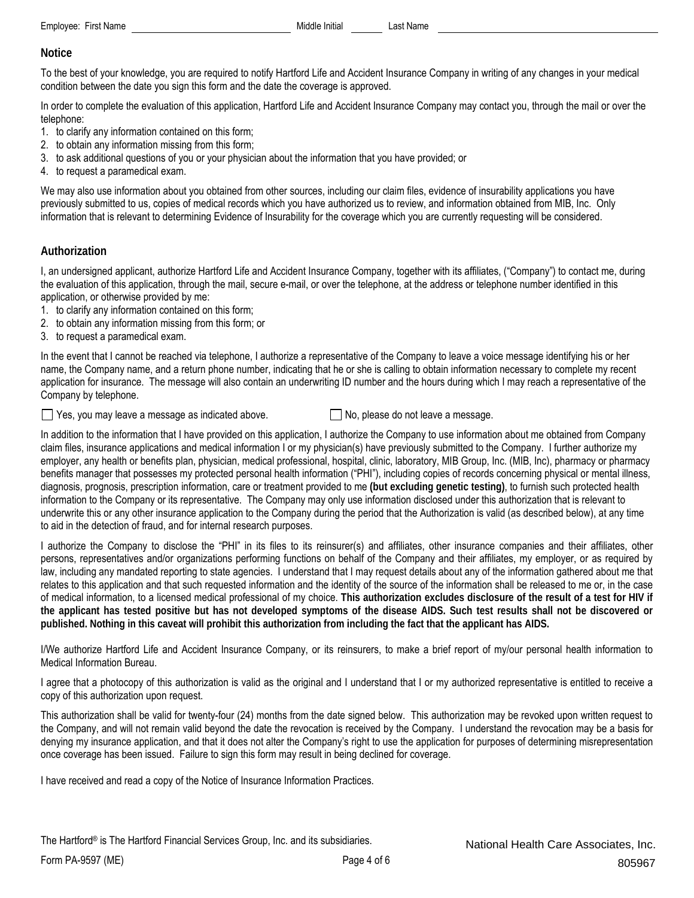Employee: First Name ______________________ Middle Initial ______ Last Name ______________________

## Notice

To the best of your knowledge, you are required to notify Hartford Life and Accident Insurance Company in writing of any changes in your medical condition between the date you sign this form and the date the coverage is approved.

In order to complete the evaluation of this application, Hartford Life and Accident Insurance Company may contact you, through the mail or over the telephone:

1. to clarify any information contained on this form;
2. to obtain any information missing from this form;
3. to ask additional questions of you or your physician about the information that you have provided; or
4. to request a paramedical exam.

We may also use information about you obtained from other sources, including our claim files, evidence of insurability applications you have previously submitted to us, copies of medical records which you have authorized us to review, and information obtained from MIB, Inc. Only information that is relevant to determining Evidence of Insurability for the coverage which you are currently requesting will be considered.

## Authorization

I, an undersigned applicant, authorize Hartford Life and Accident Insurance Company, together with its affiliates, ("Company") to contact me, during the evaluation of this application, through the mail, secure e-mail, or over the telephone, at the address or telephone number identified in this application, or otherwise provided by me:

1. to clarify any information contained on this form;
2. to obtain any information missing from this form; or
3. to request a paramedical exam.

In the event that I cannot be reached via telephone, I authorize a representative of the Company to leave a voice message identifying his or her name, the Company name, and a return phone number, indicating that he or she is calling to obtain information necessary to complete my recent application for insurance. The message will also contain an underwriting ID number and the hours during which I may reach a representative of the Company by telephone.

☐ Yes, you may leave a message as indicated above. ☐ No, please do not leave a message.

In addition to the information that I have provided on this application, I authorize the Company to use information about me obtained from Company claim files, insurance applications and medical information I or my physician(s) have previously submitted to the Company. I further authorize my employer, any health or benefits plan, physician, medical professional, hospital, clinic, laboratory, MIB Group, Inc. (MIB, Inc), pharmacy or pharmacy benefits manager that possesses my protected personal health information ("PHI"), including copies of records concerning physical or mental illness, diagnosis, prognosis, prescription information, care or treatment provided to me **(but excluding genetic testing)**, to furnish such protected health information to the Company or its representative. The Company may only use information disclosed under this authorization that is relevant to underwrite this or any other insurance application to the Company during the period that the Authorization is valid (as described below), at any time to aid in the detection of fraud, and for internal research purposes.

I authorize the Company to disclose the "PHI" in its files to its reinsurer(s) and affiliates, other insurance companies and their affiliates, other persons, representatives and/or organizations performing functions on behalf of the Company and their affiliates, my employer, or as required by law, including any mandated reporting to state agencies. I understand that I may request details about any of the information gathered about me that relates to this application and that such requested information and the identity of the source of the information shall be released to me or, in the case of medical information, to a licensed medical professional of my choice. **This authorization excludes disclosure of the result of a test for HIV if the applicant has tested positive but has not developed symptoms of the disease AIDS. Such test results shall not be discovered or published. Nothing in this caveat will prohibit this authorization from including the fact that the applicant has AIDS.**

I/We authorize Hartford Life and Accident Insurance Company, or its reinsurers, to make a brief report of my/our personal health information to Medical Information Bureau.

I agree that a photocopy of this authorization is valid as the original and I understand that I or my authorized representative is entitled to receive a copy of this authorization upon request.

This authorization shall be valid for twenty-four (24) months from the date signed below. This authorization may be revoked upon written request to the Company, and will not remain valid beyond the date the revocation is received by the Company. I understand the revocation may be a basis for denying my insurance application, and that it does not alter the Company's right to use the application for purposes of determining misrepresentation once coverage has been issued. Failure to sign this form may result in being declined for coverage.

I have received and read a copy of the Notice of Insurance Information Practices.

The Hartford® is The Hartford Financial Services Group, Inc. and its subsidiaries.

Form PA-9597 (ME)

National Health Care Associates, Inc.

805967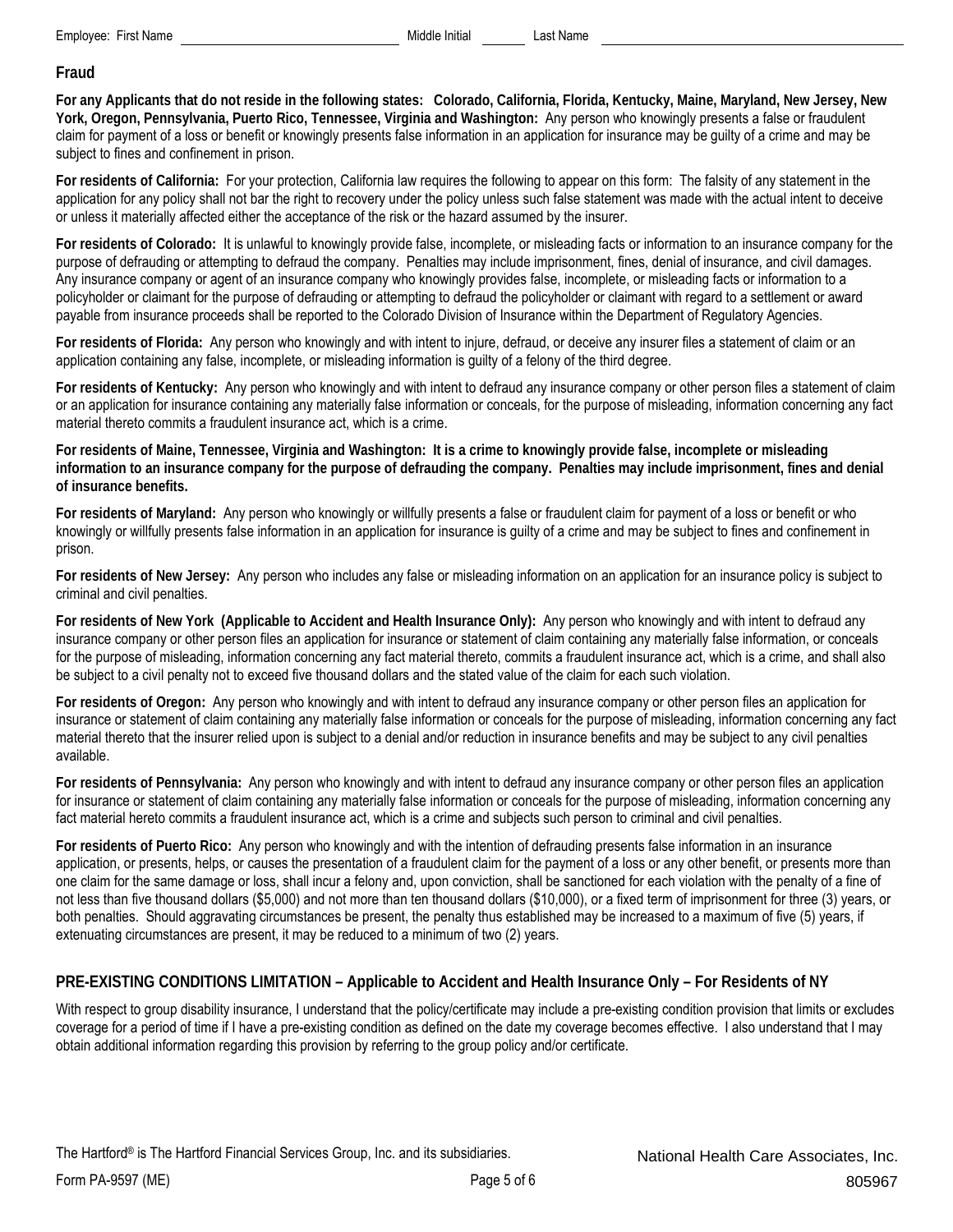Employee: First Name ______________________ Middle Initial ______ Last Name ______________________________

## Fraud

**For any Applicants that do not reside in the following states: Colorado, California, Florida, Kentucky, Maine, Maryland, New Jersey, New York, Oregon, Pennsylvania, Puerto Rico, Tennessee, Virginia and Washington:** Any person who knowingly presents a false or fraudulent claim for payment of a loss or benefit or knowingly presents false information in an application for insurance may be guilty of a crime and may be subject to fines and confinement in prison.

**For residents of California:** For your protection, California law requires the following to appear on this form: The falsity of any statement in the application for any policy shall not bar the right to recovery under the policy unless such false statement was made with the actual intent to deceive or unless it materially affected either the acceptance of the risk or the hazard assumed by the insurer.

**For residents of Colorado:** It is unlawful to knowingly provide false, incomplete, or misleading facts or information to an insurance company for the purpose of defrauding or attempting to defraud the company. Penalties may include imprisonment, fines, denial of insurance, and civil damages. Any insurance company or agent of an insurance company who knowingly provides false, incomplete, or misleading facts or information to a policyholder or claimant for the purpose of defrauding or attempting to defraud the policyholder or claimant with regard to a settlement or award payable from insurance proceeds shall be reported to the Colorado Division of Insurance within the Department of Regulatory Agencies.

**For residents of Florida:** Any person who knowingly and with intent to injure, defraud, or deceive any insurer files a statement of claim or an application containing any false, incomplete, or misleading information is guilty of a felony of the third degree.

**For residents of Kentucky:** Any person who knowingly and with intent to defraud any insurance company or other person files a statement of claim or an application for insurance containing any materially false information or conceals, for the purpose of misleading, information concerning any fact material thereto commits a fraudulent insurance act, which is a crime.

**For residents of Maine, Tennessee, Virginia and Washington: It is a crime to knowingly provide false, incomplete or misleading information to an insurance company for the purpose of defrauding the company. Penalties may include imprisonment, fines and denial of insurance benefits.**

**For residents of Maryland:** Any person who knowingly or willfully presents a false or fraudulent claim for payment of a loss or benefit or who knowingly or willfully presents false information in an application for insurance is guilty of a crime and may be subject to fines and confinement in prison.

**For residents of New Jersey:** Any person who includes any false or misleading information on an application for an insurance policy is subject to criminal and civil penalties.

**For residents of New York (Applicable to Accident and Health Insurance Only):** Any person who knowingly and with intent to defraud any insurance company or other person files an application for insurance or statement of claim containing any materially false information, or conceals for the purpose of misleading, information concerning any fact material thereto, commits a fraudulent insurance act, which is a crime, and shall also be subject to a civil penalty not to exceed five thousand dollars and the stated value of the claim for each such violation.

**For residents of Oregon:** Any person who knowingly and with intent to defraud any insurance company or other person files an application for insurance or statement of claim containing any materially false information or conceals for the purpose of misleading, information concerning any fact material thereto that the insurer relied upon is subject to a denial and/or reduction in insurance benefits and may be subject to any civil penalties available.

**For residents of Pennsylvania:** Any person who knowingly and with intent to defraud any insurance company or other person files an application for insurance or statement of claim containing any materially false information or conceals for the purpose of misleading, information concerning any fact material hereto commits a fraudulent insurance act, which is a crime and subjects such person to criminal and civil penalties.

**For residents of Puerto Rico:** Any person who knowingly and with the intention of defrauding presents false information in an insurance application, or presents, helps, or causes the presentation of a fraudulent claim for the payment of a loss or any other benefit, or presents more than one claim for the same damage or loss, shall incur a felony and, upon conviction, shall be sanctioned for each violation with the penalty of a fine of not less than five thousand dollars ($5,000) and not more than ten thousand dollars ($10,000), or a fixed term of imprisonment for three (3) years, or both penalties. Should aggravating circumstances be present, the penalty thus established may be increased to a maximum of five (5) years, if extenuating circumstances are present, it may be reduced to a minimum of two (2) years.

## PRE-EXISTING CONDITIONS LIMITATION – Applicable to Accident and Health Insurance Only – For Residents of NY

With respect to group disability insurance, I understand that the policy/certificate may include a pre-existing condition provision that limits or excludes coverage for a period of time if I have a pre-existing condition as defined on the date my coverage becomes effective. I also understand that I may obtain additional information regarding this provision by referring to the group policy and/or certificate.

The Hartford® is The Hartford Financial Services Group, Inc. and its subsidiaries.

National Health Care Associates, Inc.

Form PA-9597 (ME)

805967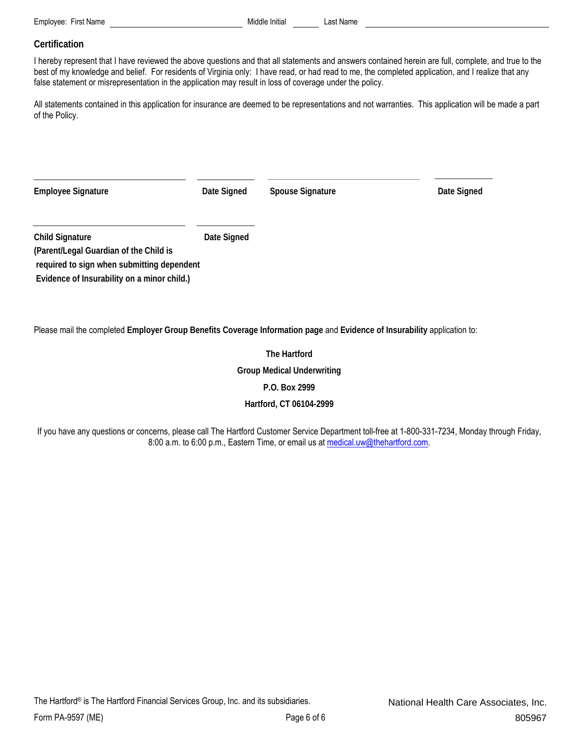Employee: First Name ______________________ Middle Initial ______ Last Name ______________________________

## Certification

I hereby represent that I have reviewed the above questions and that all statements and answers contained herein are full, complete, and true to the best of my knowledge and belief. For residents of Virginia only: I have read, or had read to me, the completed application, and I realize that any false statement or misrepresentation in the application may result in loss of coverage under the policy.

All statements contained in this application for insurance are deemed to be representations and not warranties. This application will be made a part of the Policy.

| ______________________ | __________ | ______________________ | __________ |
|---|---|---|---|
| **Employee Signature** | **Date Signed** | **Spouse Signature** | **Date Signed** |

| ______________________ | __________ |
|---|---|
| **Child Signature** (Parent/Legal Guardian of the Child is required to sign when submitting dependent Evidence of Insurability on a minor child.) | **Date Signed** |

Please mail the completed **Employer Group Benefits Coverage Information page** and **Evidence of Insurability** application to:

**The Hartford**
**Group Medical Underwriting**
**P.O. Box 2999**
**Hartford, CT 06104-2999**

If you have any questions or concerns, please call The Hartford Customer Service Department toll-free at 1-800-331-7234, Monday through Friday, 8:00 a.m. to 6:00 p.m., Eastern Time, or email us at medical.uw@thehartford.com.

The Hartford® is The Hartford Financial Services Group, Inc. and its subsidiaries.

National Health Care Associates, Inc.

Form PA-9597 (ME)

805967